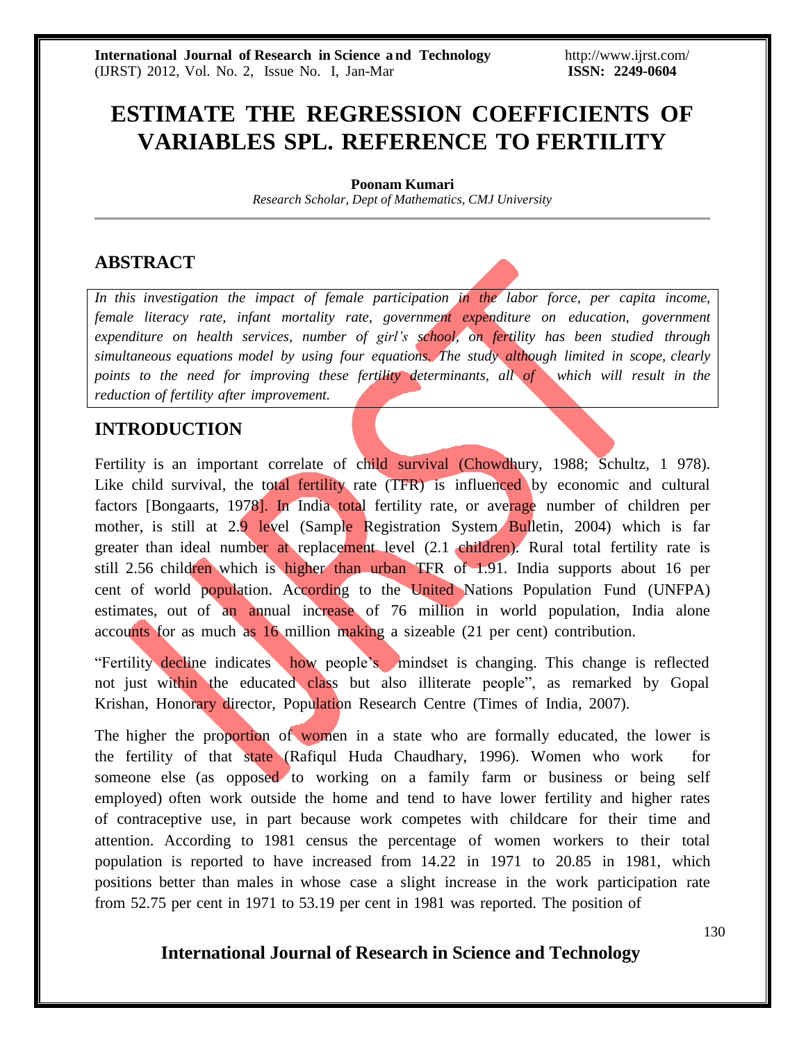# ESTIMATE THE REGRESSION COEFFICIENTS OF VARIABLES SPL. REFERENCE TO FERTILITY

**Poonam Kumari**

*Research Scholar, Dept of Mathematics, CMJ University*

## ABSTRACT

*In this investigation the impact of female participation in the labor force, per capita income, female literacy rate, infant mortality rate, government expenditure on education, government expenditure on health services, number of girl's school, on fertility has been studied through simultaneous equations model by using four equations. The study although limited in scope, clearly points to the need for improving these fertility determinants, all of which will result in the reduction of fertility after improvement.*

## INTRODUCTION

Fertility is an important correlate of child survival (Chowdhury, 1988; Schultz, 1 978). Like child survival, the total fertility rate (TFR) is influenced by economic and cultural factors [Bongaarts, 1978]. In India total fertility rate, or average number of children per mother, is still at 2.9 level (Sample Registration System Bulletin, 2004) which is far greater than ideal number at replacement level (2.1 children). Rural total fertility rate is still 2.56 children which is higher than urban TFR of 1.91. India supports about 16 per cent of world population. According to the United Nations Population Fund (UNFPA) estimates, out of an annual increase of 76 million in world population, India alone accounts for as much as 16 million making a sizeable (21 per cent) contribution.

"Fertility decline indicates how people's mindset is changing. This change is reflected not just within the educated class but also illiterate people", as remarked by Gopal Krishan, Honorary director, Population Research Centre (Times of India, 2007).

The higher the proportion of women in a state who are formally educated, the lower is the fertility of that state (Rafiqul Huda Chaudhary, 1996). Women who work for someone else (as opposed to working on a family farm or business or being self employed) often work outside the home and tend to have lower fertility and higher rates of contraceptive use, in part because work competes with childcare for their time and attention. According to 1981 census the percentage of women workers to their total population is reported to have increased from 14.22 in 1971 to 20.85 in 1981, which positions better than males in whose case a slight increase in the work participation rate from 52.75 per cent in 1971 to 53.19 per cent in 1981 was reported. The position of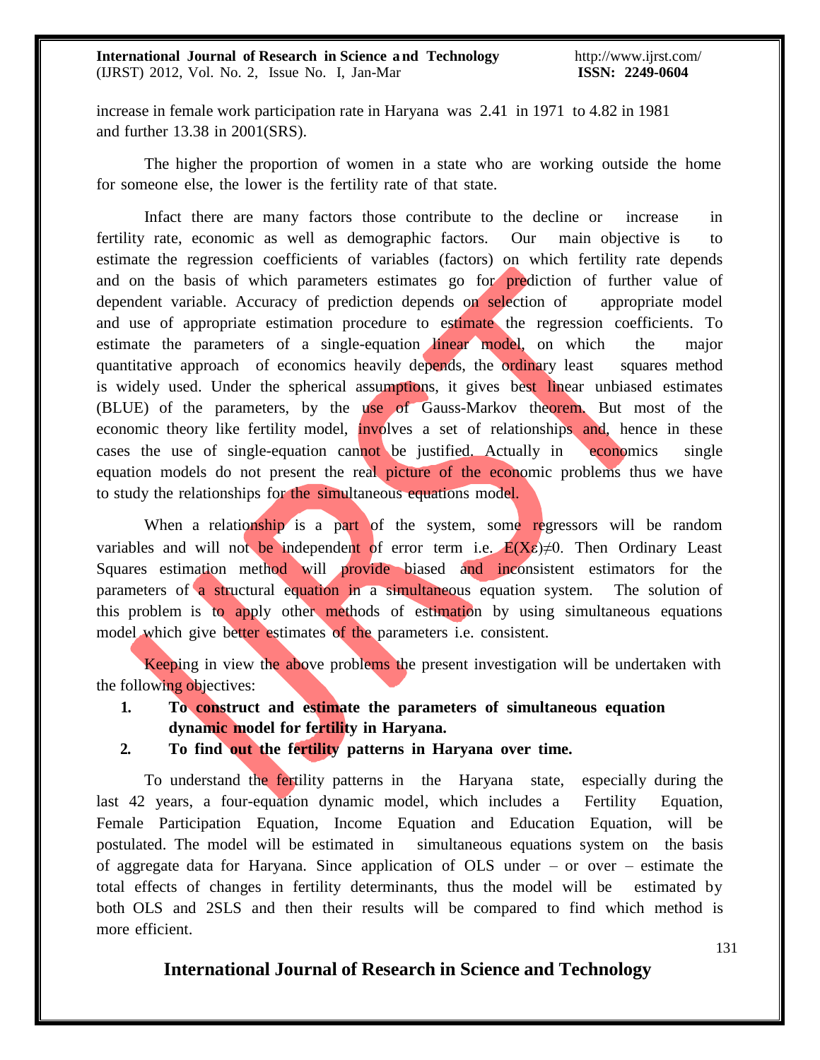increase in female work participation rate in Haryana was 2.41 in 1971 to 4.82 in 1981 and further 13.38 in 2001(SRS).

The higher the proportion of women in a state who are working outside the home for someone else, the lower is the fertility rate of that state.

Infact there are many factors those contribute to the decline or increase in fertility rate, economic as well as demographic factors. Our main objective is to estimate the regression coefficients of variables (factors) on which fertility rate depends and on the basis of which parameters estimates go for prediction of further value of dependent variable. Accuracy of prediction depends on selection of appropriate model and use of appropriate estimation procedure to estimate the regression coefficients. To estimate the parameters of a single-equation linear model, on which the major quantitative approach of economics heavily depends, the ordinary least squares method is widely used. Under the spherical assumptions, it gives best linear unbiased estimates (BLUE) of the parameters, by the use of Gauss-Markov theorem. But most of the economic theory like fertility model, involves a set of relationships and, hence in these cases the use of single-equation cannot be justified. Actually in economics single equation models do not present the real picture of the economic problems thus we have to study the relationships for the simultaneous equations model.

When a relationship is a part of the system, some regressors will be random variables and will not be independent of error term i.e. $E(X\varepsilon)\neq 0$. Then Ordinary Least Squares estimation method will provide biased and inconsistent estimators for the parameters of a structural equation in a simultaneous equation system. The solution of this problem is to apply other methods of estimation by using simultaneous equations model which give better estimates of the parameters i.e. consistent.

Keeping in view the above problems the present investigation will be undertaken with the following objectives:

1. **To construct and estimate the parameters of simultaneous equation dynamic model for fertility in Haryana.**
2. **To find out the fertility patterns in Haryana over time.**

To understand the fertility patterns in the Haryana state, especially during the last 42 years, a four-equation dynamic model, which includes a Fertility Equation, Female Participation Equation, Income Equation and Education Equation, will be postulated. The model will be estimated in simultaneous equations system on the basis of aggregate data for Haryana. Since application of OLS under – or over – estimate the total effects of changes in fertility determinants, thus the model will be estimated by both OLS and 2SLS and then their results will be compared to find which method is more efficient.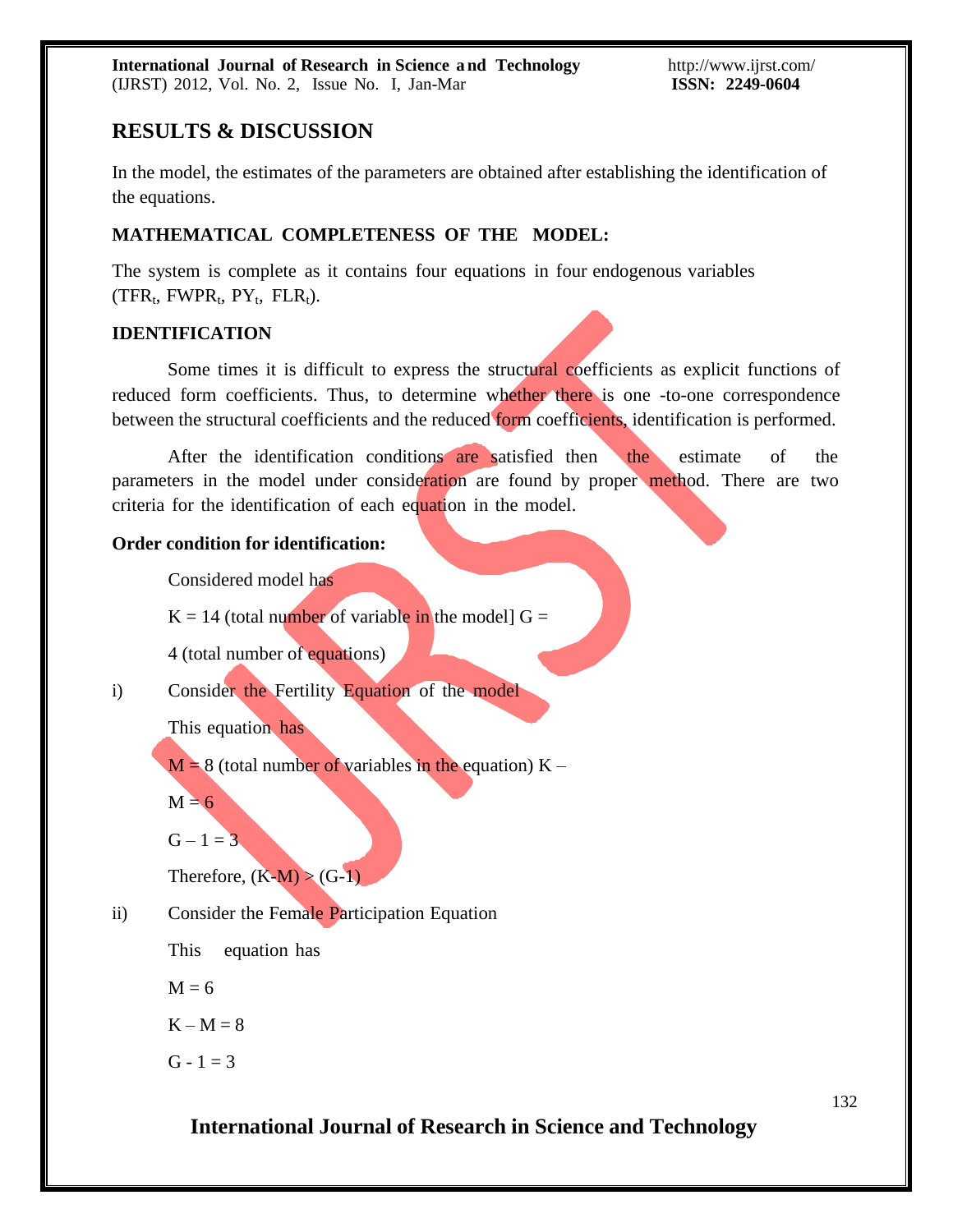## RESULTS & DISCUSSION

In the model, the estimates of the parameters are obtained after establishing the identification of the equations.

### MATHEMATICAL COMPLETENESS OF THE MODEL:

The system is complete as it contains four equations in four endogenous variables ($TFR_t$, $FWPR_t$, $PY_t$, $FLR_t$).

### IDENTIFICATION

Some times it is difficult to express the structural coefficients as explicit functions of reduced form coefficients. Thus, to determine whether there is one -to-one correspondence between the structural coefficients and the reduced form coefficients, identification is performed.

After the identification conditions are satisfied then the estimate of the parameters in the model under consideration are found by proper method. There are two criteria for the identification of each equation in the model.

**Order condition for identification:**

Considered model has

$K = 14$ (total number of variable in the model] $G =$

4 (total number of equations)

i) Consider the Fertility Equation of the model

This equation has

$M = 8$ (total number of variables in the equation) $K -$

$M = 6$

$G - 1 = 3$

Therefore, $(K-M) > (G-1)$

ii) Consider the Female Participation Equation

This equation has

$M = 6$

$K - M = 8$

$G - 1 = 3$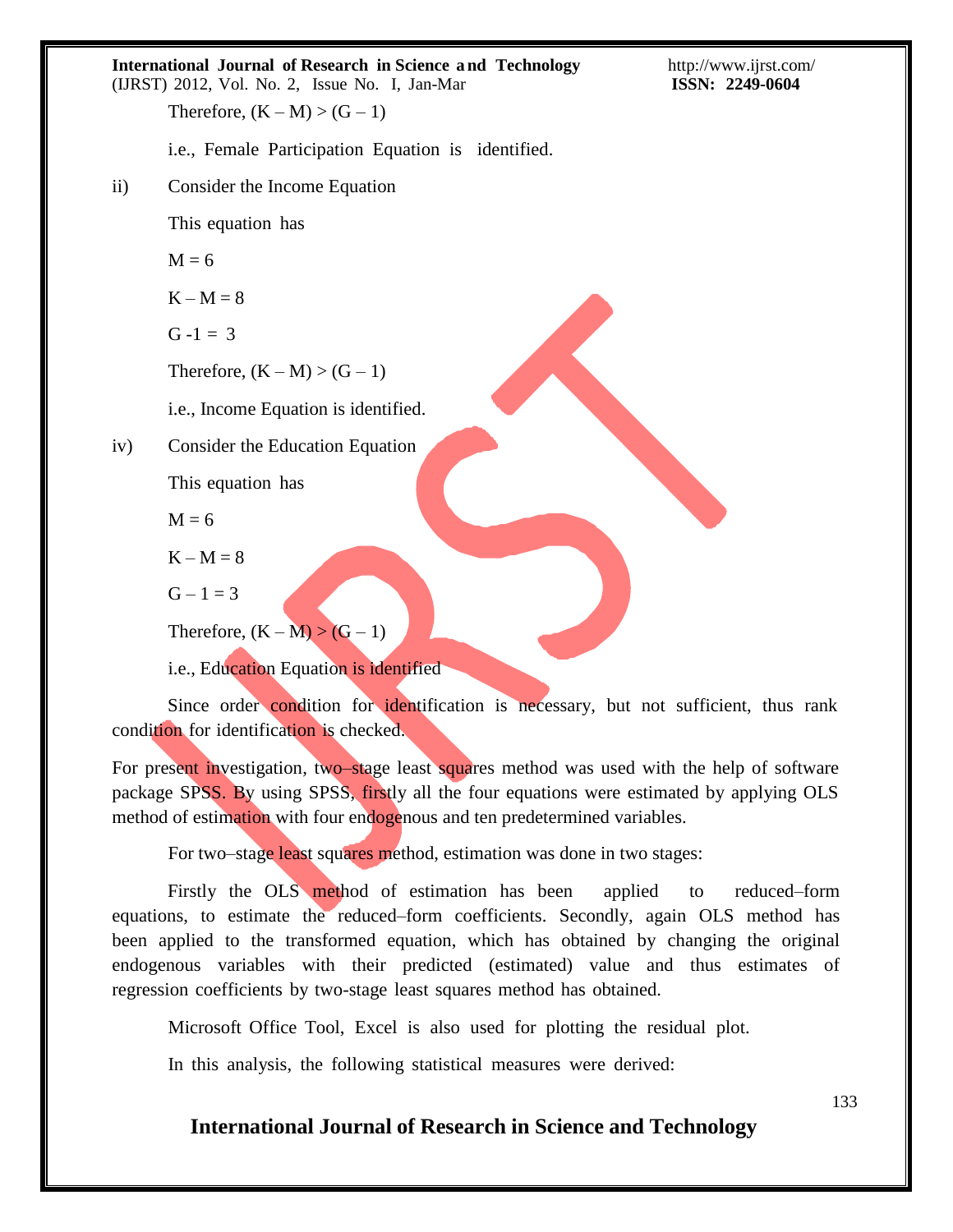Therefore, $(K – M) > (G – 1)$

i.e., Female Participation Equation is identified.

ii) Consider the Income Equation

This equation has

$M = 6$

$K – M = 8$

$G - 1 = 3$

Therefore, $(K – M) > (G – 1)$

i.e., Income Equation is identified.

iv) Consider the Education Equation

This equation has

$M = 6$

$K – M = 8$

$G – 1 = 3$

Therefore, $(K – M) > (G – 1)$

i.e., Education Equation is identified

Since order condition for identification is necessary, but not sufficient, thus rank condition for identification is checked.

For present investigation, two–stage least squares method was used with the help of software package SPSS. By using SPSS, firstly all the four equations were estimated by applying OLS method of estimation with four endogenous and ten predetermined variables.

For two–stage least squares method, estimation was done in two stages:

Firstly the OLS method of estimation has been applied to reduced–form equations, to estimate the reduced–form coefficients. Secondly, again OLS method has been applied to the transformed equation, which has obtained by changing the original endogenous variables with their predicted (estimated) value and thus estimates of regression coefficients by two-stage least squares method has obtained.

Microsoft Office Tool, Excel is also used for plotting the residual plot.

In this analysis, the following statistical measures were derived: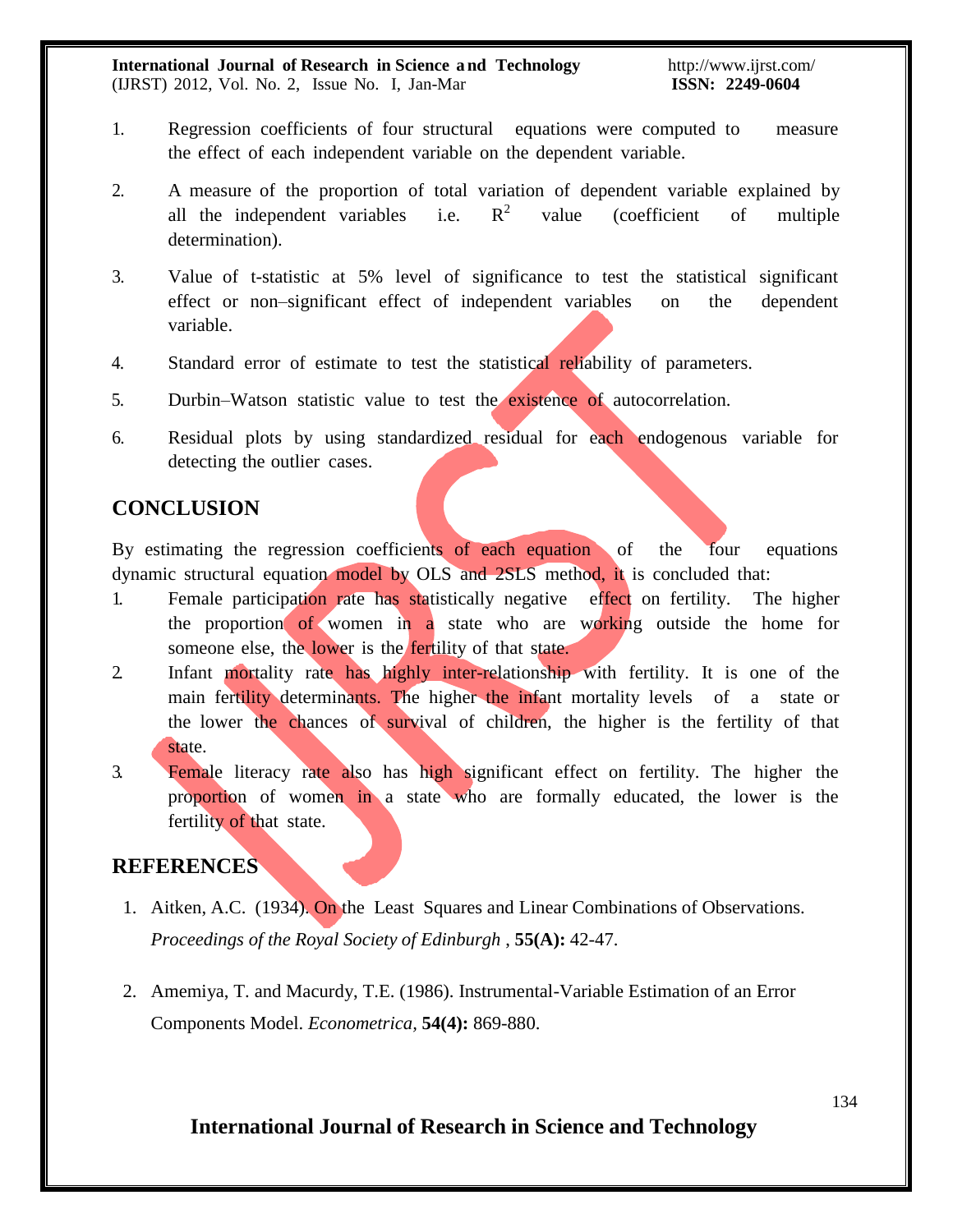1. Regression coefficients of four structural equations were computed to measure the effect of each independent variable on the dependent variable.

2. A measure of the proportion of total variation of dependent variable explained by all the independent variables i.e. $R^2$ value (coefficient of multiple determination).

3. Value of t-statistic at 5% level of significance to test the statistical significant effect or non–significant effect of independent variables on the dependent variable.

4. Standard error of estimate to test the statistical reliability of parameters.

5. Durbin–Watson statistic value to test the existence of autocorrelation.

6. Residual plots by using standardized residual for each endogenous variable for detecting the outlier cases.

## CONCLUSION

By estimating the regression coefficients of each equation of the four equations dynamic structural equation model by OLS and 2SLS method, it is concluded that:

1. Female participation rate has statistically negative effect on fertility. The higher the proportion of women in a state who are working outside the home for someone else, the lower is the fertility of that state.
2. Infant mortality rate has highly inter-relationship with fertility. It is one of the main fertility determinants. The higher the infant mortality levels of a state or the lower the chances of survival of children, the higher is the fertility of that state.
3. Female literacy rate also has high significant effect on fertility. The higher the proportion of women in a state who are formally educated, the lower is the fertility of that state.

## REFERENCES

1. Aitken, A.C. (1934). On the Least Squares and Linear Combinations of Observations. *Proceedings of the Royal Society of Edinburgh* , **55(A):** 42-47.

2. Amemiya, T. and Macurdy, T.E. (1986). Instrumental-Variable Estimation of an Error Components Model. *Econometrica,* **54(4):** 869-880.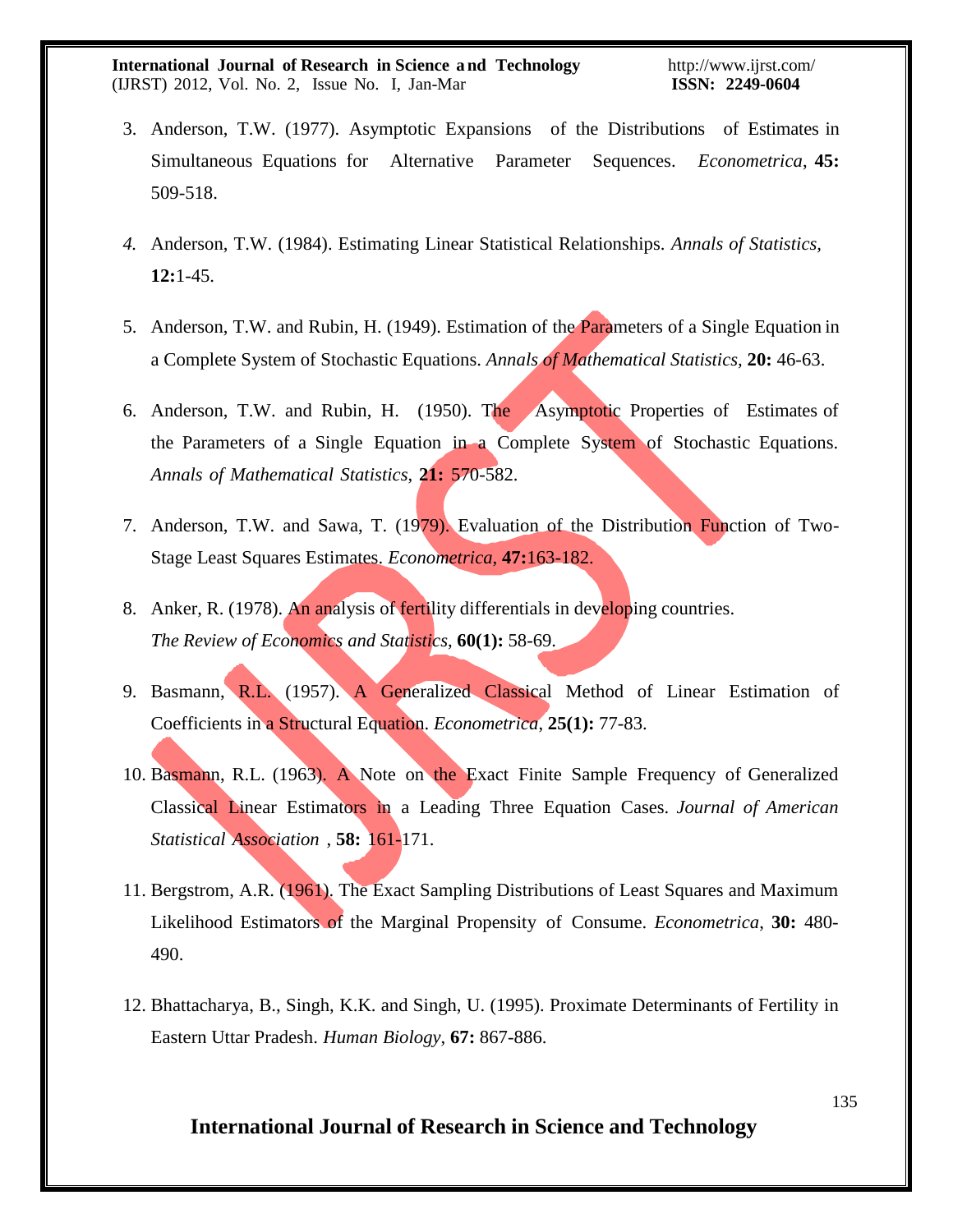3. Anderson, T.W. (1977). Asymptotic Expansions of the Distributions of Estimates in Simultaneous Equations for Alternative Parameter Sequences. *Econometrica*, **45:** 509-518.

4. Anderson, T.W. (1984). Estimating Linear Statistical Relationships. *Annals of Statistics,* **12:**1-45.

5. Anderson, T.W. and Rubin, H. (1949). Estimation of the Parameters of a Single Equation in a Complete System of Stochastic Equations. *Annals of Mathematical Statistics,* **20:** 46-63.

6. Anderson, T.W. and Rubin, H. (1950). The Asymptotic Properties of Estimates of the Parameters of a Single Equation in a Complete System of Stochastic Equations. *Annals of Mathematical Statistics*, **21:** 570-582.

7. Anderson, T.W. and Sawa, T. (1979). Evaluation of the Distribution Function of Two-Stage Least Squares Estimates. *Econometrica*, **47:**163-182.

8. Anker, R. (1978). An analysis of fertility differentials in developing countries. *The Review of Economics and Statistics*, **60(1):** 58-69.

9. Basmann, R.L. (1957). A Generalized Classical Method of Linear Estimation of Coefficients in a Structural Equation. *Econometrica*, **25(1):** 77-83.

10. Basmann, R.L. (1963). A Note on the Exact Finite Sample Frequency of Generalized Classical Linear Estimators in a Leading Three Equation Cases. *Journal of American Statistical Association* , **58:** 161-171.

11. Bergstrom, A.R. (1961). The Exact Sampling Distributions of Least Squares and Maximum Likelihood Estimators of the Marginal Propensity of Consume. *Econometrica*, **30:** 480-490.

12. Bhattacharya, B., Singh, K.K. and Singh, U. (1995). Proximate Determinants of Fertility in Eastern Uttar Pradesh. *Human Biology*, **67:** 867-886.